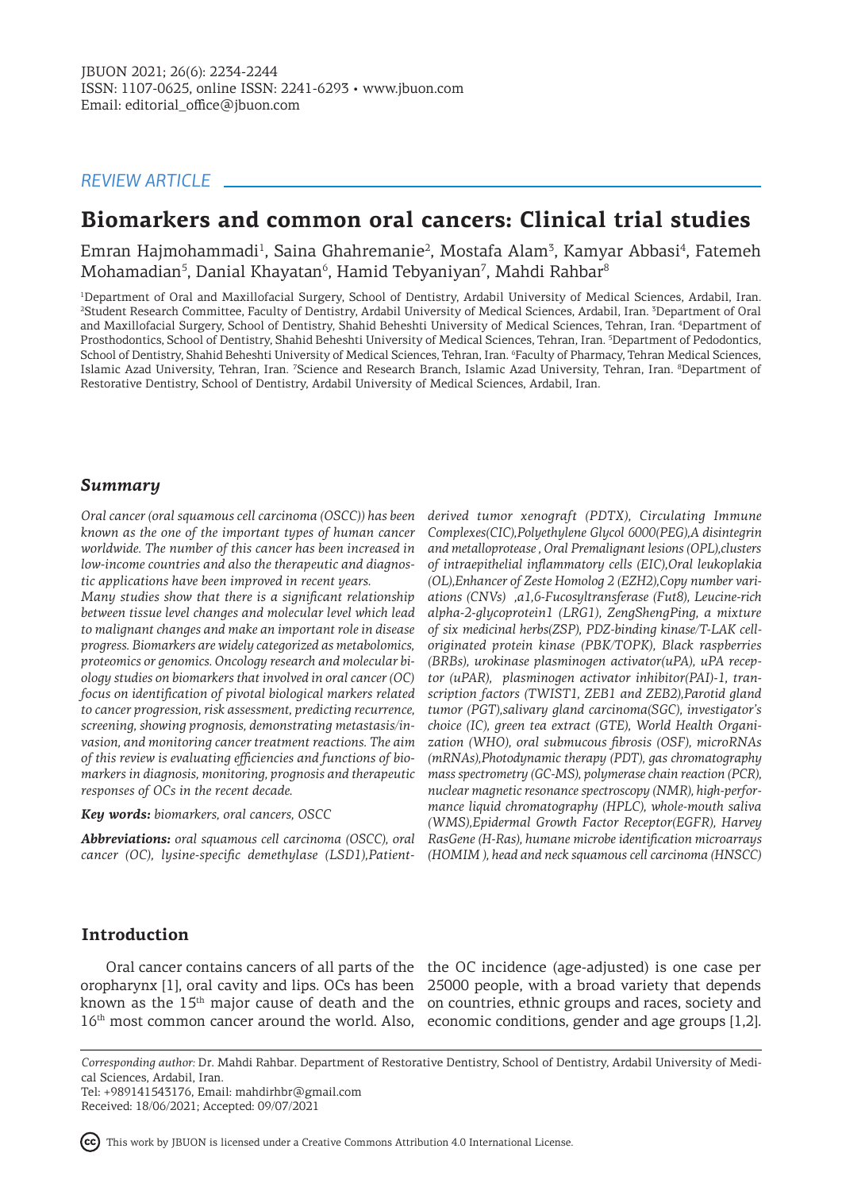JBUON 2021; 26(6): 2234-2244
ISSN: 1107-0625, online ISSN: 2241-6293 • www.jbuon.com
Email: editorial_office@jbuon.com

*REVIEW ARTICLE*

# Biomarkers and common oral cancers: Clinical trial studies

Emran Hajmohammadi[1], Saina Ghahremanie[2], Mostafa Alam[3], Kamyar Abbasi[4], Fatemeh Mohamadian[5], Danial Khayatan[6], Hamid Tebyaniyan[7], Mahdi Rahbar[8]

[1]Department of Oral and Maxillofacial Surgery, School of Dentistry, Ardabil University of Medical Sciences, Ardabil, Iran. [2]Student Research Committee, Faculty of Dentistry, Ardabil University of Medical Sciences, Ardabil, Iran. [3]Department of Oral and Maxillofacial Surgery, School of Dentistry, Shahid Beheshti University of Medical Sciences, Tehran, Iran. [4]Department of Prosthodontics, School of Dentistry, Shahid Beheshti University of Medical Sciences, Tehran, Iran. [5]Department of Pedodontics, School of Dentistry, Shahid Beheshti University of Medical Sciences, Tehran, Iran. [6]Faculty of Pharmacy, Tehran Medical Sciences, Islamic Azad University, Tehran, Iran. [7]Science and Research Branch, Islamic Azad University, Tehran, Iran. [8]Department of Restorative Dentistry, School of Dentistry, Ardabil University of Medical Sciences, Ardabil, Iran.

## *Summary*

*Oral cancer (oral squamous cell carcinoma (OSCC)) has been known as the one of the important types of human cancer worldwide. The number of this cancer has been increased in low-income countries and also the therapeutic and diagnostic applications have been improved in recent years.*

*Many studies show that there is a significant relationship between tissue level changes and molecular level which lead to malignant changes and make an important role in disease progress. Biomarkers are widely categorized as metabolomics, proteomics or genomics. Oncology research and molecular biology studies on biomarkers that involved in oral cancer (OC) focus on identification of pivotal biological markers related to cancer progression, risk assessment, predicting recurrence, screening, showing prognosis, demonstrating metastasis/invasion, and monitoring cancer treatment reactions. The aim of this review is evaluating efficiencies and functions of biomarkers in diagnosis, monitoring, prognosis and therapeutic responses of OCs in the recent decade.*

***Key words:*** *biomarkers, oral cancers, OSCC*

***Abbreviations:*** *oral squamous cell carcinoma (OSCC), oral cancer (OC), lysine-specific demethylase (LSD1),Patient-derived tumor xenograft (PDTX), Circulating Immune Complexes(CIC),Polyethylene Glycol 6000(PEG),A disintegrin and metalloprotease , Oral Premalignant lesions (OPL),clusters of intraepithelial inflammatory cells (EIC),Oral leukoplakia (OL),Enhancer of Zeste Homolog 2 (EZH2),Copy number variations (CNVs) ,a1,6-Fucosyltransferase (Fut8), Leucine-rich alpha-2-glycoprotein1 (LRG1), ZengShengPing, a mixture of six medicinal herbs(ZSP), PDZ-binding kinase/T-LAK cell-originated protein kinase (PBK/TOPK), Black raspberries (BRBs), urokinase plasminogen activator(uPA), uPA receptor (uPAR), plasminogen activator inhibitor(PAI)-1, transcription factors (TWIST1, ZEB1 and ZEB2),Parotid gland tumor (PGT),salivary gland carcinoma(SGC), investigator's choice (IC), green tea extract (GTE), World Health Organization (WHO), oral submucous fibrosis (OSF), microRNAs (mRNAs),Photodynamic therapy (PDT), gas chromatography mass spectrometry (GC-MS), polymerase chain reaction (PCR), nuclear magnetic resonance spectroscopy (NMR), high-performance liquid chromatography (HPLC), whole-mouth saliva (WMS),Epidermal Growth Factor Receptor(EGFR), Harvey RasGene (H-Ras), humane microbe identification microarrays (HOMIM ), head and neck squamous cell carcinoma (HNSCC)*

## Introduction

Oral cancer contains cancers of all parts of the oropharynx [1], oral cavity and lips. OCs has been known as the 15th major cause of death and the 16th most common cancer around the world. Also, the OC incidence (age-adjusted) is one case per 25000 people, with a broad variety that depends on countries, ethnic groups and races, society and economic conditions, gender and age groups [1,2].

*Corresponding author:* Dr. Mahdi Rahbar. Department of Restorative Dentistry, School of Dentistry, Ardabil University of Medical Sciences, Ardabil, Iran.
Tel: +989141543176, Email: mahdirhbr@gmail.com
Received: 18/06/2021; Accepted: 09/07/2021

This work by JBUON is licensed under a Creative Commons Attribution 4.0 International License.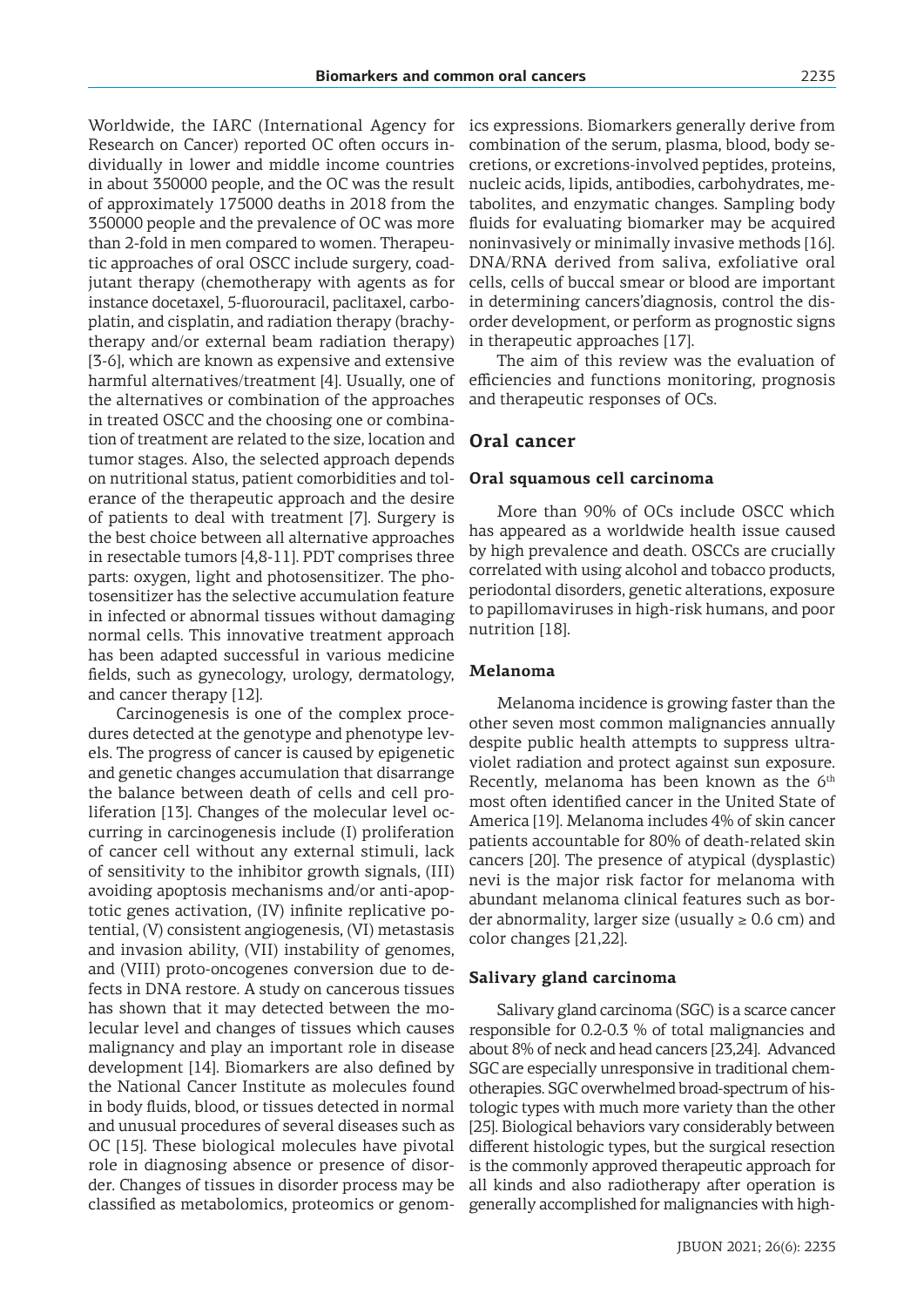Worldwide, the IARC (International Agency for Research on Cancer) reported OC often occurs individually in lower and middle income countries in about 350000 people, and the OC was the result of approximately 175000 deaths in 2018 from the 350000 people and the prevalence of OC was more than 2-fold in men compared to women. Therapeutic approaches of oral OSCC include surgery, coadjutant therapy (chemotherapy with agents as for instance docetaxel, 5-fluorouracil, paclitaxel, carboplatin, and cisplatin, and radiation therapy (brachytherapy and/or external beam radiation therapy) [3-6], which are known as expensive and extensive harmful alternatives/treatment [4]. Usually, one of the alternatives or combination of the approaches in treated OSCC and the choosing one or combination of treatment are related to the size, location and tumor stages. Also, the selected approach depends on nutritional status, patient comorbidities and tolerance of the therapeutic approach and the desire of patients to deal with treatment [7]. Surgery is the best choice between all alternative approaches in resectable tumors [4,8-11]. PDT comprises three parts: oxygen, light and photosensitizer. The photosensitizer has the selective accumulation feature in infected or abnormal tissues without damaging normal cells. This innovative treatment approach has been adapted successful in various medicine fields, such as gynecology, urology, dermatology, and cancer therapy [12].

Carcinogenesis is one of the complex procedures detected at the genotype and phenotype levels. The progress of cancer is caused by epigenetic and genetic changes accumulation that disarrange the balance between death of cells and cell proliferation [13]. Changes of the molecular level occurring in carcinogenesis include (I) proliferation of cancer cell without any external stimuli, lack of sensitivity to the inhibitor growth signals, (III) avoiding apoptosis mechanisms and/or anti-apoptotic genes activation, (IV) infinite replicative potential, (V) consistent angiogenesis, (VI) metastasis and invasion ability, (VII) instability of genomes, and (VIII) proto-oncogenes conversion due to defects in DNA restore. A study on cancerous tissues has shown that it may detected between the molecular level and changes of tissues which causes malignancy and play an important role in disease development [14]. Biomarkers are also defined by the National Cancer Institute as molecules found in body fluids, blood, or tissues detected in normal and unusual procedures of several diseases such as OC [15]. These biological molecules have pivotal role in diagnosing absence or presence of disorder. Changes of tissues in disorder process may be classified as metabolomics, proteomics or genomics expressions. Biomarkers generally derive from combination of the serum, plasma, blood, body secretions, or excretions-involved peptides, proteins, nucleic acids, lipids, antibodies, carbohydrates, metabolites, and enzymatic changes. Sampling body fluids for evaluating biomarker may be acquired noninvasively or minimally invasive methods [16]. DNA/RNA derived from saliva, exfoliative oral cells, cells of buccal smear or blood are important in determining cancers'diagnosis, control the disorder development, or perform as prognostic signs in therapeutic approaches [17].

The aim of this review was the evaluation of efficiencies and functions monitoring, prognosis and therapeutic responses of OCs.

## Oral cancer

### Oral squamous cell carcinoma

More than 90% of OCs include OSCC which has appeared as a worldwide health issue caused by high prevalence and death. OSCCs are crucially correlated with using alcohol and tobacco products, periodontal disorders, genetic alterations, exposure to papillomaviruses in high-risk humans, and poor nutrition [18].

### Melanoma

Melanoma incidence is growing faster than the other seven most common malignancies annually despite public health attempts to suppress ultraviolet radiation and protect against sun exposure. Recently, melanoma has been known as the 6$^{th}$ most often identified cancer in the United State of America [19]. Melanoma includes 4% of skin cancer patients accountable for 80% of death-related skin cancers [20]. The presence of atypical (dysplastic) nevi is the major risk factor for melanoma with abundant melanoma clinical features such as border abnormality, larger size (usually ≥ 0.6 cm) and color changes [21,22].

### Salivary gland carcinoma

Salivary gland carcinoma (SGC) is a scarce cancer responsible for 0.2-0.3 % of total malignancies and about 8% of neck and head cancers [23,24]. Advanced SGC are especially unresponsive in traditional chemotherapies. SGC overwhelmed broad-spectrum of histologic types with much more variety than the other [25]. Biological behaviors vary considerably between different histologic types, but the surgical resection is the commonly approved therapeutic approach for all kinds and also radiotherapy after operation is generally accomplished for malignancies with high-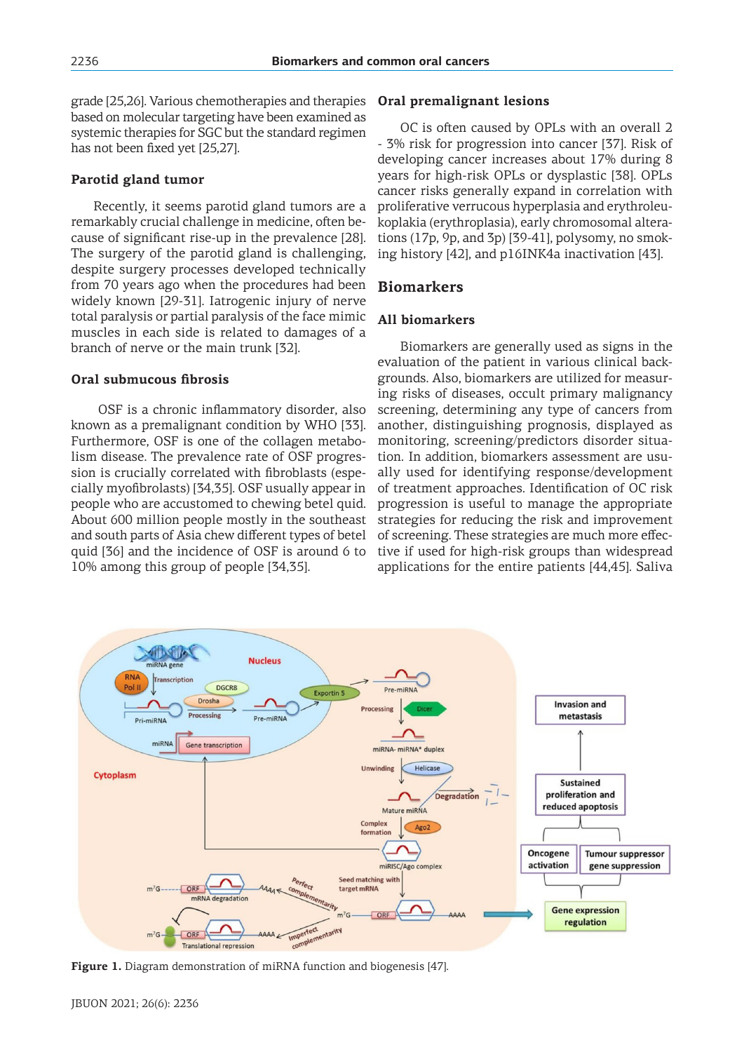grade [25,26]. Various chemotherapies and therapies based on molecular targeting have been examined as systemic therapies for SGC but the standard regimen has not been fixed yet [25,27].

### Parotid gland tumor

Recently, it seems parotid gland tumors are a remarkably crucial challenge in medicine, often because of significant rise-up in the prevalence [28]. The surgery of the parotid gland is challenging, despite surgery processes developed technically from 70 years ago when the procedures had been widely known [29-31]. Iatrogenic injury of nerve total paralysis or partial paralysis of the face mimic muscles in each side is related to damages of a branch of nerve or the main trunk [32].

### Oral submucous fibrosis

OSF is a chronic inflammatory disorder, also known as a premalignant condition by WHO [33]. Furthermore, OSF is one of the collagen metabolism disease. The prevalence rate of OSF progression is crucially correlated with fibroblasts (especially myofibrolasts) [34,35]. OSF usually appear in people who are accustomed to chewing betel quid. About 600 million people mostly in the southeast and south parts of Asia chew different types of betel quid [36] and the incidence of OSF is around 6 to 10% among this group of people [34,35].

### Oral premalignant lesions

OC is often caused by OPLs with an overall 2 - 3% risk for progression into cancer [37]. Risk of developing cancer increases about 17% during 8 years for high-risk OPLs or dysplastic [38]. OPLs cancer risks generally expand in correlation with proliferative verrucous hyperplasia and erythroleukoplakia (erythroplasia), early chromosomal alterations (17p, 9p, and 3p) [39-41], polysomy, no smoking history [42], and p16INK4a inactivation [43].

## Biomarkers

### All biomarkers

Biomarkers are generally used as signs in the evaluation of the patient in various clinical backgrounds. Also, biomarkers are utilized for measuring risks of diseases, occult primary malignancy screening, determining any type of cancers from another, distinguishing prognosis, displayed as monitoring, screening/predictors disorder situation. In addition, biomarkers assessment are usually used for identifying response/development of treatment approaches. Identification of OC risk progression is useful to manage the appropriate strategies for reducing the risk and improvement of screening. These strategies are much more effective if used for high-risk groups than widespread applications for the entire patients [44,45]. Saliva

**Figure 1.** Diagram demonstration of miRNA function and biogenesis [47].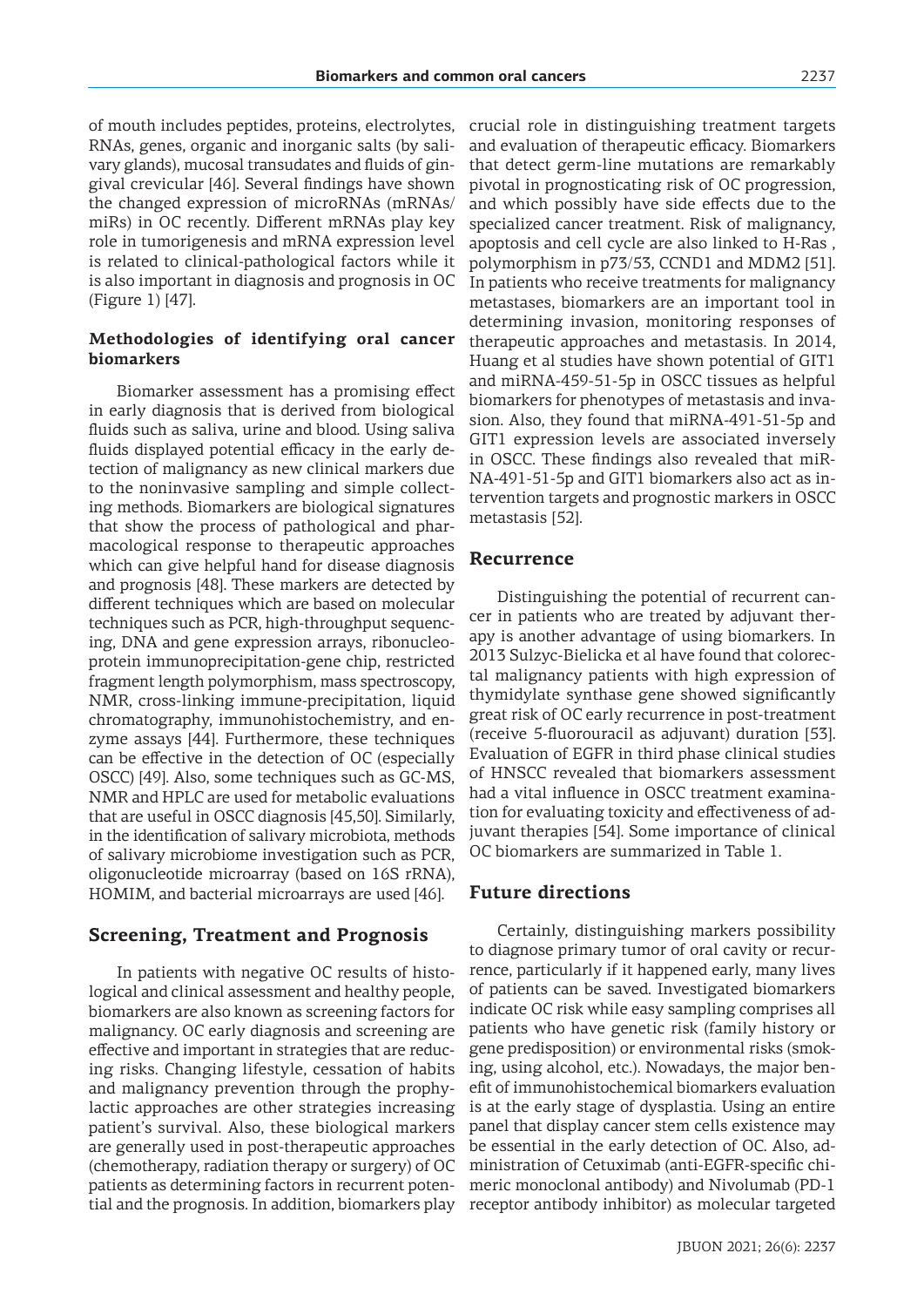of mouth includes peptides, proteins, electrolytes, RNAs, genes, organic and inorganic salts (by salivary glands), mucosal transudates and fluids of gingival crevicular [46]. Several findings have shown the changed expression of microRNAs (mRNAs/miRs) in OC recently. Different mRNAs play key role in tumorigenesis and mRNA expression level is related to clinical-pathological factors while it is also important in diagnosis and prognosis in OC (Figure 1) [47].

### Methodologies of identifying oral cancer biomarkers

Biomarker assessment has a promising effect in early diagnosis that is derived from biological fluids such as saliva, urine and blood. Using saliva fluids displayed potential efficacy in the early detection of malignancy as new clinical markers due to the noninvasive sampling and simple collecting methods. Biomarkers are biological signatures that show the process of pathological and pharmacological response to therapeutic approaches which can give helpful hand for disease diagnosis and prognosis [48]. These markers are detected by different techniques which are based on molecular techniques such as PCR, high-throughput sequencing, DNA and gene expression arrays, ribonucleoprotein immunoprecipitation-gene chip, restricted fragment length polymorphism, mass spectroscopy, NMR, cross-linking immune-precipitation, liquid chromatography, immunohistochemistry, and enzyme assays [44]. Furthermore, these techniques can be effective in the detection of OC (especially OSCC) [49]. Also, some techniques such as GC-MS, NMR and HPLC are used for metabolic evaluations that are useful in OSCC diagnosis [45,50]. Similarly, in the identification of salivary microbiota, methods of salivary microbiome investigation such as PCR, oligonucleotide microarray (based on 16S rRNA), HOMIM, and bacterial microarrays are used [46].

## Screening, Treatment and Prognosis

In patients with negative OC results of histological and clinical assessment and healthy people, biomarkers are also known as screening factors for malignancy. OC early diagnosis and screening are effective and important in strategies that are reducing risks. Changing lifestyle, cessation of habits and malignancy prevention through the prophylactic approaches are other strategies increasing patient's survival. Also, these biological markers are generally used in post-therapeutic approaches (chemotherapy, radiation therapy or surgery) of OC patients as determining factors in recurrent potential and the prognosis. In addition, biomarkers play crucial role in distinguishing treatment targets and evaluation of therapeutic efficacy. Biomarkers that detect germ-line mutations are remarkably pivotal in prognosticating risk of OC progression, and which possibly have side effects due to the specialized cancer treatment. Risk of malignancy, apoptosis and cell cycle are also linked to H-Ras , polymorphism in p73/53, CCND1 and MDM2 [51]. In patients who receive treatments for malignancy metastases, biomarkers are an important tool in determining invasion, monitoring responses of therapeutic approaches and metastasis. In 2014, Huang et al studies have shown potential of GIT1 and miRNA-459-51-5p in OSCC tissues as helpful biomarkers for phenotypes of metastasis and invasion. Also, they found that miRNA-491-51-5p and GIT1 expression levels are associated inversely in OSCC. These findings also revealed that miRNA-491-51-5p and GIT1 biomarkers also act as intervention targets and prognostic markers in OSCC metastasis [52].

## Recurrence

Distinguishing the potential of recurrent cancer in patients who are treated by adjuvant therapy is another advantage of using biomarkers. In 2013 Sulzyc-Bielicka et al have found that colorectal malignancy patients with high expression of thymidylate synthase gene showed significantly great risk of OC early recurrence in post-treatment (receive 5-fluorouracil as adjuvant) duration [53]. Evaluation of EGFR in third phase clinical studies of HNSCC revealed that biomarkers assessment had a vital influence in OSCC treatment examination for evaluating toxicity and effectiveness of adjuvant therapies [54]. Some importance of clinical OC biomarkers are summarized in Table 1.

## Future directions

Certainly, distinguishing markers possibility to diagnose primary tumor of oral cavity or recurrence, particularly if it happened early, many lives of patients can be saved. Investigated biomarkers indicate OC risk while easy sampling comprises all patients who have genetic risk (family history or gene predisposition) or environmental risks (smoking, using alcohol, etc.). Nowadays, the major benefit of immunohistochemical biomarkers evaluation is at the early stage of dysplastia. Using an entire panel that display cancer stem cells existence may be essential in the early detection of OC. Also, administration of Cetuximab (anti-EGFR-specific chimeric monoclonal antibody) and Nivolumab (PD-1 receptor antibody inhibitor) as molecular targeted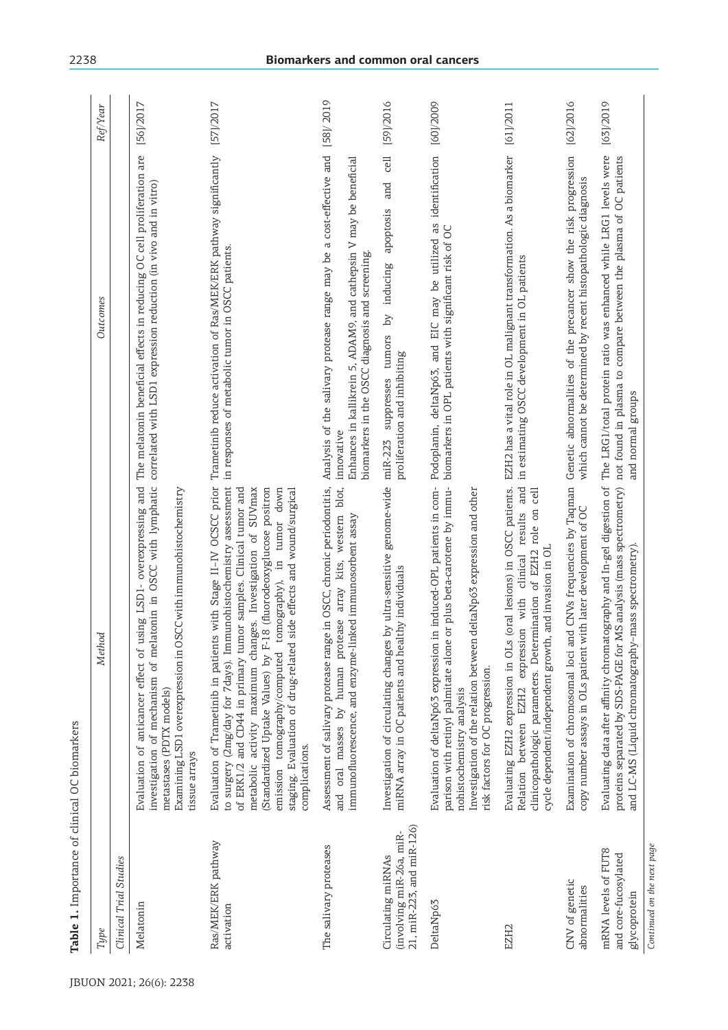**Table 1.** Importance of clinical OC biomarkers

| Type | Method | Outcomes | Ref/Year |
|---|---|---|---|
| *Clinical Trial Studies* | | | |
| Melatonin | Evaluation of anticancer effect of using LSD1- overexpressing and investigation of mechanism of melatonin in OSCC with lymphatic metastases (PDTX models)<br>Examining LSD1 overexpression in OSCC with immunohistochemistry tissue arrays | The melatonin beneficial effects in reducing OC cell proliferation are correlated with LSD1 expression reduction (in vivo and in vitro) | [56]/2017 |
| Ras/MEK/ERK pathway activation | Evaluation of Trametinib in patients with Stage II–IV OCSCC prior to surgery (2mg/day for 7days). Immunohistochemistry assessment of ERK1/2 and CD44 in primary tumor samples. Clinical tumor and metabolic activity maximum changes. Investigation of SUVmax (Standardized Uptake Values) by F-18 (fluorodeoxyglucose positron emission tomography/computed tomography), in tumor down staging. Evaluation of drug-related side effects and wound/surgical complications. | Trametinib reduce activation of Ras/MEK/ERK pathway significantly in responses of metabolic tumor in OSCC patients. | [57]/2017 |
| The salivary proteases | Assessment of salivary protease range in OSCC, chronic periodontitis, and oral masses by human protease array kits, western blot, immunofluorescence, and enzyme-linked immunosorbent assay | Analysis of the salivary protease range may be a cost-effective and innovative<br>Enhances in kallikrein 5, ADAM9, and cathepsin V may be beneficial biomarkers in the OSCC diagnosis and screening. | [58]/ 2019 |
| Circulating miRNAs (involving miR-26a, miR-21, miR-223, and miR-126) | Investigation of circulating changes by ultra-sensitive genome-wide miRNA array in OC patients and healthy individuals | miR-223 suppresses tumors by inducing apoptosis and cell proliferation and inhibiting | [59]/2016 |
| DeltaNp63 | Evaluation of deltaNp63 expression in induced-OPL patients in comparison with retinyl palmitate alone or plus beta-carotene by immunohistochemistry analysis<br>Investigation of the relation between deltaNp63 expression and other risk factors for OC progression. | Podoplanin, deltaNp63, and EIC may be utilized as identification biomarkers in OPL patients with significant risk of OC | [60]/2009 |
| EZH2 | Evaluating EZH2 expression in OLs (oral lesions) in OSCC patients. Relation between EZH2 expression with clinical results and clinicopathologic parameters. Determination of EZH2 role on cell cycle dependent/independent growth, and invasion in OL | EZH2 has a vital role in OL malignant transformation. As a biomarker in estimating OSCC development in OL patients | [61]/2011 |
| CNV of genetic abnormalities | Examination of chromosomal loci and CNVs frequencies by Taqman copy number assays in OLs patient with later development of OC | Genetic abnormalities of the precancer show the risk progression which cannot be determined by recent histopathologic diagnosis | [62]/2016 |
| mRNA levels of FUT8 and core-fucosylated glycoprotein | Evaluating data after affinity chromatography and In-gel digestion of proteins separated by SDS-PAGE for MS analysis (mass spectrometry) and LC-MS (Liquid chromatography–mass spectrometry). | The LRG1/total protein ratio was enhanced while LRG1 levels were not found in plasma to compare between the plasma of OC patients and normal groups | [63]/2019 |

*Continued on the next page*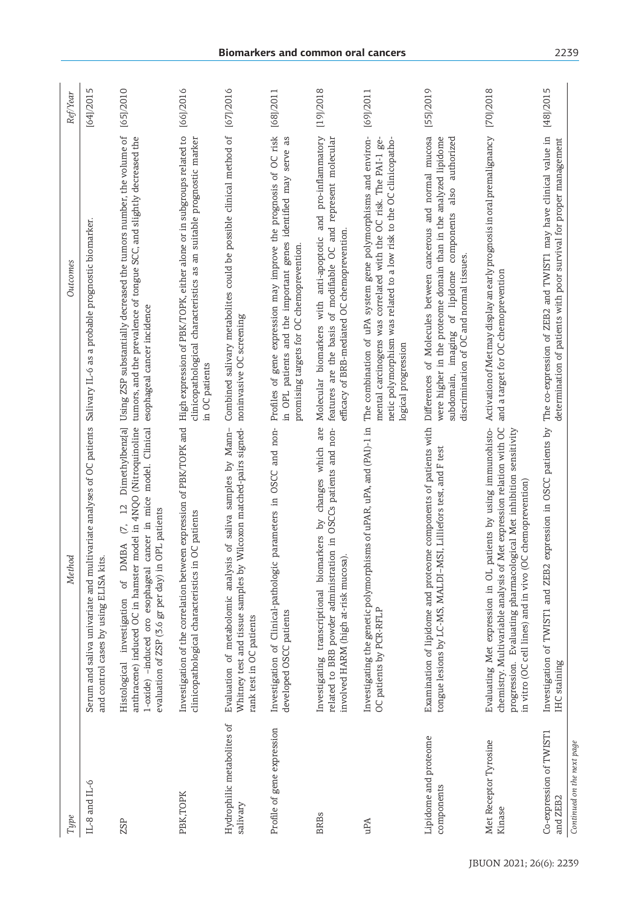| Type | Method | Outcomes | Ref/Year |
|---|---|---|---|
| IL-8 and IL-6 | Serum and saliva univariate and multivariate analyses of OC patients and control cases by using ELISA kits. | Salivary IL-6 as a probable prognostic biomarker. | [64]/2015 |
| ZSP | Histological investigation of DMBA (7, 12 Dimethylbenz[a] anthracene) induced OC in hamster model in 4NQO (Nitroquinoline 1-oxide) –induced oro esophageal cancer in mice model. Clinical evaluation of ZSP (3.6 gr per day) in OPL patients | Using ZSP substantially decreased the tumors number, the volume of tumors, and the prevalence of tongue SCC, and slightly decreased the esophageal cancer incidence | [65]/2010 |
| PBK,TOPK | Investigation of the correlation between expression of PBK/TOPK and clinicopathological characteristics in OC patients | High expression of PBK/TOPK, either alone or in subgroups related to clinicopathological characteristics as an suitable prognostic marker in OC patients | [66]/2016 |
| Hydrophilic metabolites of salivary | Evaluation of metabolomic analysis of saliva samples by Mann–Whitney test and tissue samples by Wilcoxon matched-pairs signed-rank test in OC patients | Combined salivary metabolites could be possible clinical method of noninvasive OC screening | [67]/2016 |
| Profile of gene expression | Investigation of Clinical-pathologic parameters in OSCC and non-developed OSCC patients | Profiles of gene expression may improve the prognosis of OC risk in OPL patients and the important genes identified may serve as promising targets for OC chemoprevention. | [68]/2011 |
| BRBs | Investigating transcriptional biomarkers by changes which are related to BRB powder administration in OSCCs patients and non-involved HARM (high at-risk mucosa). | Molecular biomarkers with anti-apoptotic and pro-inflammatory features are the basis of modifiable OC and represent molecular efficacy of BRB-mediated OC chemoprevention. | [19]/2018 |
| uPA | Investigating the genetic polymorphisms of uPAR, uPA, and (PAI)-1 in OC patients by PCR-RFLP | The combination of uPA system gene polymorphisms and environmental carcinogens was correlated with the OC risk. The PAI-1 genetic polymorphism was related to a low risk to the OC clinicopathological progression | [69]/2011 |
| Lipidome and proteome components | Examination of lipidome and proteome components of patients with tongue lesions by LC-MS, MALDI-MSI, Lilliefors test, and F test | Differences of Molecules between cancerous and normal mucosa were higher in the proteome domain than in the analyzed lipidome subdomain, imaging of lipidome components also authorized discrimination of OC and normal tissues. | [55]/2019 |
| Met Receptor Tyrosine Kinase | Evaluating Met expression in OL patients by using immunohistochemistry. Multivariable analysis of Met expression relation with OC progression. Evaluating pharmacological Met inhibition sensitivity in vitro (OC cell lines) and in vivo (OC chemoprevention) | Activation of Met may display an early prognosis in oral premalignancy and a target for OC chemoprevention | [70]/2018 |
| Co-expression of TWIST1 and ZEB2 | Investigation of TWIST1 and ZEB2 expression in OSCC patients by IHC staining | The co-expression of ZEB2 and TWIST1 may have clinical value in determination of patients with poor survival for proper management | [48]/2015 |

*Continued on the next page*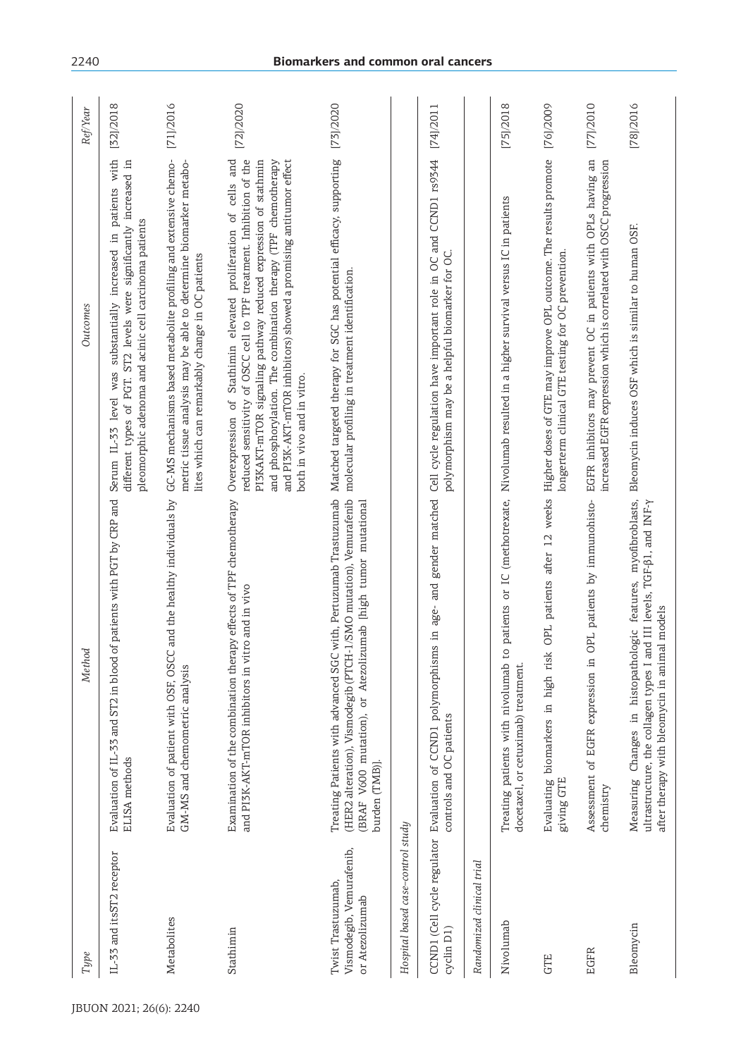| Type | Method | Outcomes | Ref/Year |
|---|---|---|---|
| IL-33 and itsST2 receptor | Evaluation of IL-33 and ST2 in blood of patients with PGT by CRP and ELISA methods | Serum IL-33 level was substantially increased in patients with different types of PGT. ST2 levels were significantly increased in pleomorphic adenoma and acinic cell carcinoma patients | [32]/2018 |
| Metabolites | Evaluation of patient with OSF, OSCC and the healthy individuals by GM-MS and chemometric analysis | GC-MS mechanisms based metabolite profiling and extensive chemometric tissue analysis may be able to determine biomarker metabolites which can remarkably change in OC patients | [71]/2016 |
| Stathimin | Examination of the combination therapy effects of TPF chemotherapy and PI3K-AKT-mTOR inhibitors in vitro and in vivo | Overexpression of Stathimin elevated proliferation of cells and reduced sensitivity of OSCC cell to TPF treatment. Inhibition of the PI3KAKT-mTOR signaling pathway reduced expression of stathmin and phosphorylation. The combination therapy (TPF chemotherapy and PI3K-AKT-mTOR inhibitors) showed a promising antitumor effect both in vivo and in vitro. | [72]/2020 |
| Twist Trastuzumab, Vismodegib, Vemurafenib, or Atezolizumab | Treating Patients with advanced SGC with, Pertuzumab Trastuzumab (HER2 alteration), Vismodegib (PTCH-1/SMO mutation), Vemurafenib (BRAF V600 mutation), or Atezolizumab [high tumor mutational burden (TMB)]. | Matched targeted therapy for SGC has potential efficacy, supporting molecular profiling in treatment identification. | [73]/2020 |
| *Hospital based case-control study* | | | |
| CCND1 (Cell cycle regulator cyclin D1) | Evaluation of CCND1 polymorphisms in age- and gender matched controls and OC patients | Cell cycle regulation have important role in OC and CCND1 rs9344 polymorphism may be a helpful biomarker for OC. | [74]/2011 |
| *Randomized clinical trial* | | | |
| Nivolumab | Treating patients with nivolumab to patients or IC (methotrexate, docetaxel, or cetuximab) treatment. | Nivolumab resulted in a higher survival versus IC in patients | [75]/2018 |
| GTE | Evaluating biomarkers in high risk OPL patients after 12 weeks giving GTE | Higher doses of GTE may improve OPL outcome. The results promote longerterm clinical GTE testing for OC prevention. | [76]/2009 |
| EGFR | Assessment of EGFR expression in OPL patients by immunohistochemistry | EGFR inhibitors may prevent OC in patients with OPLs having an increased EGFR expression which is correlated with OSCC progression | [77]/2010 |
| Bleomycin | Measuring Changes in histopathologic features, myofibroblasts, ultrastructure, the collagen types I and III levels, TGF-β1, and INF-γ after therapy with bleomycin in animal models | Bleomycin induces OSF which is similar to human OSF. | [78]/2016 |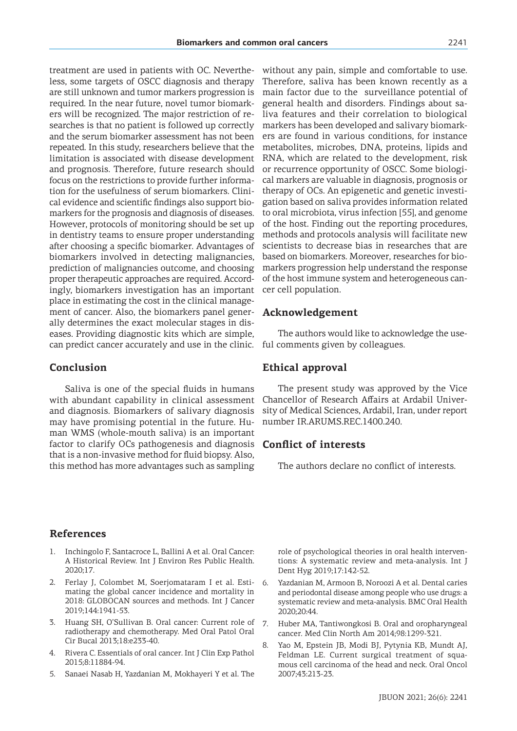treatment are used in patients with OC. Nevertheless, some targets of OSCC diagnosis and therapy are still unknown and tumor markers progression is required. In the near future, novel tumor biomarkers will be recognized. The major restriction of researches is that no patient is followed up correctly and the serum biomarker assessment has not been repeated. In this study, researchers believe that the limitation is associated with disease development and prognosis. Therefore, future research should focus on the restrictions to provide further information for the usefulness of serum biomarkers. Clinical evidence and scientific findings also support biomarkers for the prognosis and diagnosis of diseases. However, protocols of monitoring should be set up in dentistry teams to ensure proper understanding after choosing a specific biomarker. Advantages of biomarkers involved in detecting malignancies, prediction of malignancies outcome, and choosing proper therapeutic approaches are required. Accordingly, biomarkers investigation has an important place in estimating the cost in the clinical management of cancer. Also, the biomarkers panel generally determines the exact molecular stages in diseases. Providing diagnostic kits which are simple, can predict cancer accurately and use in the clinic.

## Conclusion

Saliva is one of the special fluids in humans with abundant capability in clinical assessment and diagnosis. Biomarkers of salivary diagnosis may have promising potential in the future. Human WMS (whole-mouth saliva) is an important factor to clarify OCs pathogenesis and diagnosis that is a non-invasive method for fluid biopsy. Also, this method has more advantages such as sampling without any pain, simple and comfortable to use. Therefore, saliva has been known recently as a main factor due to the surveillance potential of general health and disorders. Findings about saliva features and their correlation to biological markers has been developed and salivary biomarkers are found in various conditions, for instance metabolites, microbes, DNA, proteins, lipids and RNA, which are related to the development, risk or recurrence opportunity of OSCC. Some biological markers are valuable in diagnosis, prognosis or therapy of OCs. An epigenetic and genetic investigation based on saliva provides information related to oral microbiota, virus infection [55], and genome of the host. Finding out the reporting procedures, methods and protocols analysis will facilitate new scientists to decrease bias in researches that are based on biomarkers. Moreover, researches for biomarkers progression help understand the response of the host immune system and heterogeneous cancer cell population.

## Acknowledgement

The authors would like to acknowledge the useful comments given by colleagues.

## Ethical approval

The present study was approved by the Vice Chancellor of Research Affairs at Ardabil University of Medical Sciences, Ardabil, Iran, under report number IR.ARUMS.REC.1400.240.

## Conflict of interests

The authors declare no conflict of interests.

## References

1. Inchingolo F, Santacroce L, Ballini A et al. Oral Cancer: A Historical Review. Int J Environ Res Public Health. 2020;17.
2. Ferlay J, Colombet M, Soerjomataram I et al. Estimating the global cancer incidence and mortality in 2018: GLOBOCAN sources and methods. Int J Cancer 2019;144:1941-53.
3. Huang SH, O'Sullivan B. Oral cancer: Current role of radiotherapy and chemotherapy. Med Oral Patol Oral Cir Bucal 2013;18:e233-40.
4. Rivera C. Essentials of oral cancer. Int J Clin Exp Pathol 2015;8:11884-94.
5. Sanaei Nasab H, Yazdanian M, Mokhayeri Y et al. The role of psychological theories in oral health interventions: A systematic review and meta-analysis. Int J Dent Hyg 2019;17:142-52.
6. Yazdanian M, Armoon B, Noroozi A et al. Dental caries and periodontal disease among people who use drugs: a systematic review and meta-analysis. BMC Oral Health 2020;20:44.
7. Huber MA, Tantiwongkosi B. Oral and oropharyngeal cancer. Med Clin North Am 2014;98:1299-321.
8. Yao M, Epstein JB, Modi BJ, Pytynia KB, Mundt AJ, Feldman LE. Current surgical treatment of squamous cell carcinoma of the head and neck. Oral Oncol 2007;43:213-23.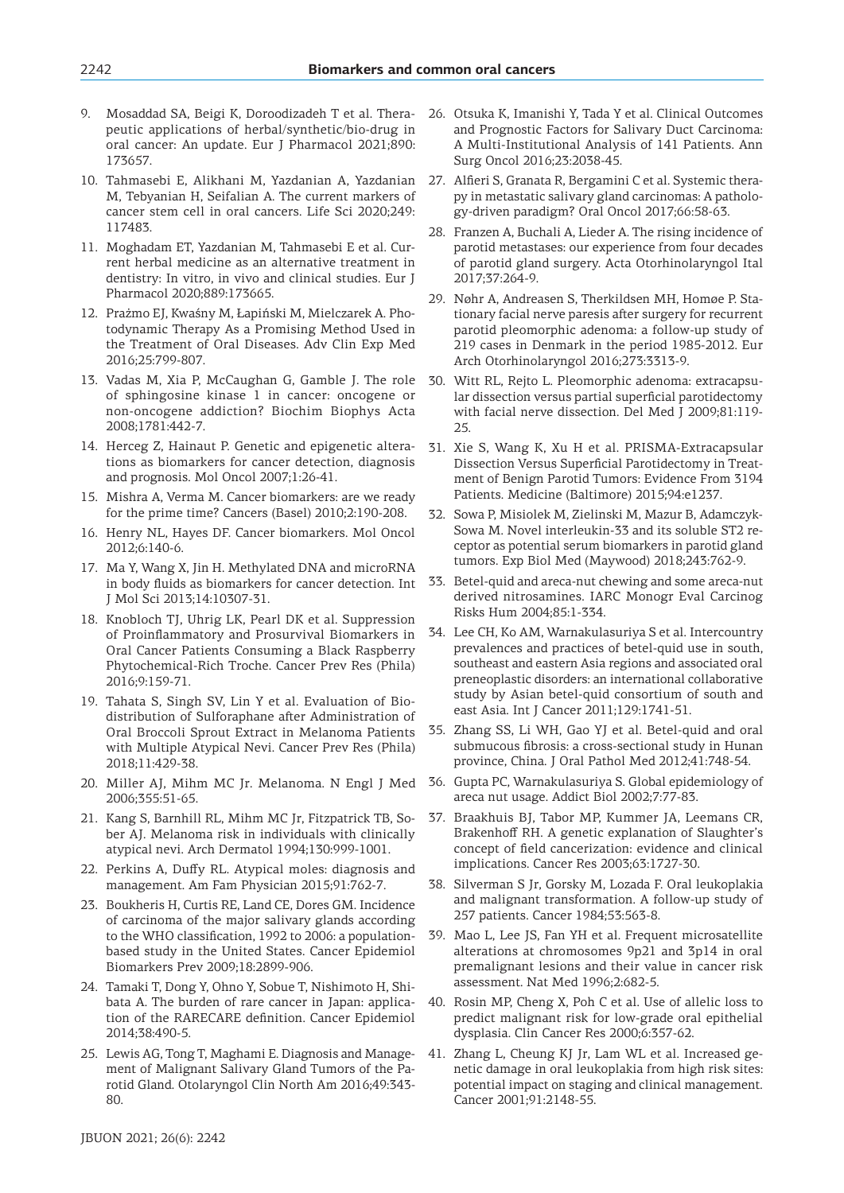9. Mosaddad SA, Beigi K, Doroodizadeh T et al. Therapeutic applications of herbal/synthetic/bio-drug in oral cancer: An update. Eur J Pharmacol 2021;890: 173657.
10. Tahmasebi E, Alikhani M, Yazdanian A, Yazdanian M, Tebyanian H, Seifalian A. The current markers of cancer stem cell in oral cancers. Life Sci 2020;249: 117483.
11. Moghadam ET, Yazdanian M, Tahmasebi E et al. Current herbal medicine as an alternative treatment in dentistry: In vitro, in vivo and clinical studies. Eur J Pharmacol 2020;889:173665.
12. Prażmo EJ, Kwaśny M, Łapiński M, Mielczarek A. Photodynamic Therapy As a Promising Method Used in the Treatment of Oral Diseases. Adv Clin Exp Med 2016;25:799-807.
13. Vadas M, Xia P, McCaughan G, Gamble J. The role of sphingosine kinase 1 in cancer: oncogene or non-oncogene addiction? Biochim Biophys Acta 2008;1781:442-7.
14. Herceg Z, Hainaut P. Genetic and epigenetic alterations as biomarkers for cancer detection, diagnosis and prognosis. Mol Oncol 2007;1:26-41.
15. Mishra A, Verma M. Cancer biomarkers: are we ready for the prime time? Cancers (Basel) 2010;2:190-208.
16. Henry NL, Hayes DF. Cancer biomarkers. Mol Oncol 2012;6:140-6.
17. Ma Y, Wang X, Jin H. Methylated DNA and microRNA in body fluids as biomarkers for cancer detection. Int J Mol Sci 2013;14:10307-31.
18. Knobloch TJ, Uhrig LK, Pearl DK et al. Suppression of Proinflammatory and Prosurvival Biomarkers in Oral Cancer Patients Consuming a Black Raspberry Phytochemical-Rich Troche. Cancer Prev Res (Phila) 2016;9:159-71.
19. Tahata S, Singh SV, Lin Y et al. Evaluation of Biodistribution of Sulforaphane after Administration of Oral Broccoli Sprout Extract in Melanoma Patients with Multiple Atypical Nevi. Cancer Prev Res (Phila) 2018;11:429-38.
20. Miller AJ, Mihm MC Jr. Melanoma. N Engl J Med 2006;355:51-65.
21. Kang S, Barnhill RL, Mihm MC Jr, Fitzpatrick TB, Sober AJ. Melanoma risk in individuals with clinically atypical nevi. Arch Dermatol 1994;130:999-1001.
22. Perkins A, Duffy RL. Atypical moles: diagnosis and management. Am Fam Physician 2015;91:762-7.
23. Boukheris H, Curtis RE, Land CE, Dores GM. Incidence of carcinoma of the major salivary glands according to the WHO classification, 1992 to 2006: a population-based study in the United States. Cancer Epidemiol Biomarkers Prev 2009;18:2899-906.
24. Tamaki T, Dong Y, Ohno Y, Sobue T, Nishimoto H, Shibata A. The burden of rare cancer in Japan: application of the RARECARE definition. Cancer Epidemiol 2014;38:490-5.
25. Lewis AG, Tong T, Maghami E. Diagnosis and Management of Malignant Salivary Gland Tumors of the Parotid Gland. Otolaryngol Clin North Am 2016;49:343-80.
26. Otsuka K, Imanishi Y, Tada Y et al. Clinical Outcomes and Prognostic Factors for Salivary Duct Carcinoma: A Multi-Institutional Analysis of 141 Patients. Ann Surg Oncol 2016;23:2038-45.
27. Alfieri S, Granata R, Bergamini C et al. Systemic therapy in metastatic salivary gland carcinomas: A pathology-driven paradigm? Oral Oncol 2017;66:58-63.
28. Franzen A, Buchali A, Lieder A. The rising incidence of parotid metastases: our experience from four decades of parotid gland surgery. Acta Otorhinolaryngol Ital 2017;37:264-9.
29. Nøhr A, Andreasen S, Therkildsen MH, Homøe P. Stationary facial nerve paresis after surgery for recurrent parotid pleomorphic adenoma: a follow-up study of 219 cases in Denmark in the period 1985-2012. Eur Arch Otorhinolaryngol 2016;273:3313-9.
30. Witt RL, Rejto L. Pleomorphic adenoma: extracapsular dissection versus partial superficial parotidectomy with facial nerve dissection. Del Med J 2009;81:119-25.
31. Xie S, Wang K, Xu H et al. PRISMA-Extracapsular Dissection Versus Superficial Parotidectomy in Treatment of Benign Parotid Tumors: Evidence From 3194 Patients. Medicine (Baltimore) 2015;94:e1237.
32. Sowa P, Misiolek M, Zielinski M, Mazur B, Adamczyk-Sowa M. Novel interleukin-33 and its soluble ST2 receptor as potential serum biomarkers in parotid gland tumors. Exp Biol Med (Maywood) 2018;243:762-9.
33. Betel-quid and areca-nut chewing and some areca-nut derived nitrosamines. IARC Monogr Eval Carcinog Risks Hum 2004;85:1-334.
34. Lee CH, Ko AM, Warnakulasuriya S et al. Intercountry prevalences and practices of betel-quid use in south, southeast and eastern Asia regions and associated oral preneoplastic disorders: an international collaborative study by Asian betel-quid consortium of south and east Asia. Int J Cancer 2011;129:1741-51.
35. Zhang SS, Li WH, Gao YJ et al. Betel-quid and oral submucous fibrosis: a cross-sectional study in Hunan province, China. J Oral Pathol Med 2012;41:748-54.
36. Gupta PC, Warnakulasuriya S. Global epidemiology of areca nut usage. Addict Biol 2002;7:77-83.
37. Braakhuis BJ, Tabor MP, Kummer JA, Leemans CR, Brakenhoff RH. A genetic explanation of Slaughter's concept of field cancerization: evidence and clinical implications. Cancer Res 2003;63:1727-30.
38. Silverman S Jr, Gorsky M, Lozada F. Oral leukoplakia and malignant transformation. A follow-up study of 257 patients. Cancer 1984;53:563-8.
39. Mao L, Lee JS, Fan YH et al. Frequent microsatellite alterations at chromosomes 9p21 and 3p14 in oral premalignant lesions and their value in cancer risk assessment. Nat Med 1996;2:682-5.
40. Rosin MP, Cheng X, Poh C et al. Use of allelic loss to predict malignant risk for low-grade oral epithelial dysplasia. Clin Cancer Res 2000;6:357-62.
41. Zhang L, Cheung KJ Jr, Lam WL et al. Increased genetic damage in oral leukoplakia from high risk sites: potential impact on staging and clinical management. Cancer 2001;91:2148-55.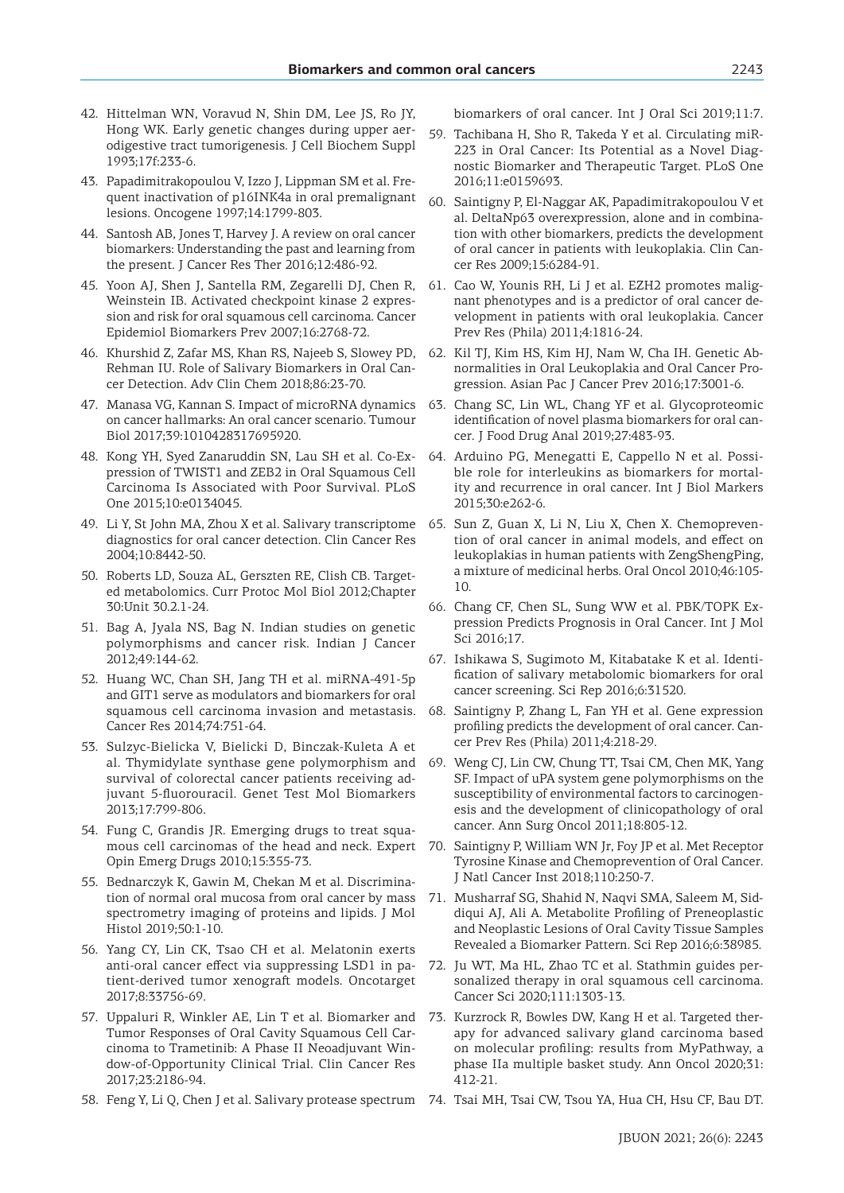42. Hittelman WN, Voravud N, Shin DM, Lee JS, Ro JY, Hong WK. Early genetic changes during upper aerodigestive tract tumorigenesis. J Cell Biochem Suppl 1993;17f:233-6.
43. Papadimitrakopoulou V, Izzo J, Lippman SM et al. Frequent inactivation of p16INK4a in oral premalignant lesions. Oncogene 1997;14:1799-803.
44. Santosh AB, Jones T, Harvey J. A review on oral cancer biomarkers: Understanding the past and learning from the present. J Cancer Res Ther 2016;12:486-92.
45. Yoon AJ, Shen J, Santella RM, Zegarelli DJ, Chen R, Weinstein IB. Activated checkpoint kinase 2 expression and risk for oral squamous cell carcinoma. Cancer Epidemiol Biomarkers Prev 2007;16:2768-72.
46. Khurshid Z, Zafar MS, Khan RS, Najeeb S, Slowey PD, Rehman IU. Role of Salivary Biomarkers in Oral Cancer Detection. Adv Clin Chem 2018;86:23-70.
47. Manasa VG, Kannan S. Impact of microRNA dynamics on cancer hallmarks: An oral cancer scenario. Tumour Biol 2017;39:1010428317695920.
48. Kong YH, Syed Zanaruddin SN, Lau SH et al. Co-Expression of TWIST1 and ZEB2 in Oral Squamous Cell Carcinoma Is Associated with Poor Survival. PLoS One 2015;10:e0134045.
49. Li Y, St John MA, Zhou X et al. Salivary transcriptome diagnostics for oral cancer detection. Clin Cancer Res 2004;10:8442-50.
50. Roberts LD, Souza AL, Gerszten RE, Clish CB. Targeted metabolomics. Curr Protoc Mol Biol 2012;Chapter 30:Unit 30.2.1-24.
51. Bag A, Jyala NS, Bag N. Indian studies on genetic polymorphisms and cancer risk. Indian J Cancer 2012;49:144-62.
52. Huang WC, Chan SH, Jang TH et al. miRNA-491-5p and GIT1 serve as modulators and biomarkers for oral squamous cell carcinoma invasion and metastasis. Cancer Res 2014;74:751-64.
53. Sulzyc-Bielicka V, Bielicki D, Binczak-Kuleta A et al. Thymidylate synthase gene polymorphism and survival of colorectal cancer patients receiving adjuvant 5-fluorouracil. Genet Test Mol Biomarkers 2013;17:799-806.
54. Fung C, Grandis JR. Emerging drugs to treat squamous cell carcinomas of the head and neck. Expert Opin Emerg Drugs 2010;15:355-73.
55. Bednarczyk K, Gawin M, Chekan M et al. Discrimination of normal oral mucosa from oral cancer by mass spectrometry imaging of proteins and lipids. J Mol Histol 2019;50:1-10.
56. Yang CY, Lin CK, Tsao CH et al. Melatonin exerts anti-oral cancer effect via suppressing LSD1 in patient-derived tumor xenograft models. Oncotarget 2017;8:33756-69.
57. Uppaluri R, Winkler AE, Lin T et al. Biomarker and Tumor Responses of Oral Cavity Squamous Cell Carcinoma to Trametinib: A Phase II Neoadjuvant Window-of-Opportunity Clinical Trial. Clin Cancer Res 2017;23:2186-94.
58. Feng Y, Li Q, Chen J et al. Salivary protease spectrum biomarkers of oral cancer. Int J Oral Sci 2019;11:7.
59. Tachibana H, Sho R, Takeda Y et al. Circulating miR-223 in Oral Cancer: Its Potential as a Novel Diagnostic Biomarker and Therapeutic Target. PLoS One 2016;11:e0159693.
60. Saintigny P, El-Naggar AK, Papadimitrakopoulou V et al. DeltaNp63 overexpression, alone and in combination with other biomarkers, predicts the development of oral cancer in patients with leukoplakia. Clin Cancer Res 2009;15:6284-91.
61. Cao W, Younis RH, Li J et al. EZH2 promotes malignant phenotypes and is a predictor of oral cancer development in patients with oral leukoplakia. Cancer Prev Res (Phila) 2011;4:1816-24.
62. Kil TJ, Kim HS, Kim HJ, Nam W, Cha IH. Genetic Abnormalities in Oral Leukoplakia and Oral Cancer Progression. Asian Pac J Cancer Prev 2016;17:3001-6.
63. Chang SC, Lin WL, Chang YF et al. Glycoproteomic identification of novel plasma biomarkers for oral cancer. J Food Drug Anal 2019;27:483-93.
64. Arduino PG, Menegatti E, Cappello N et al. Possible role for interleukins as biomarkers for mortality and recurrence in oral cancer. Int J Biol Markers 2015;30:e262-6.
65. Sun Z, Guan X, Li N, Liu X, Chen X. Chemoprevention of oral cancer in animal models, and effect on leukoplakias in human patients with ZengShengPing, a mixture of medicinal herbs. Oral Oncol 2010;46:105-10.
66. Chang CF, Chen SL, Sung WW et al. PBK/TOPK Expression Predicts Prognosis in Oral Cancer. Int J Mol Sci 2016;17.
67. Ishikawa S, Sugimoto M, Kitabatake K et al. Identification of salivary metabolomic biomarkers for oral cancer screening. Sci Rep 2016;6:31520.
68. Saintigny P, Zhang L, Fan YH et al. Gene expression profiling predicts the development of oral cancer. Cancer Prev Res (Phila) 2011;4:218-29.
69. Weng CJ, Lin CW, Chung TT, Tsai CM, Chen MK, Yang SF. Impact of uPA system gene polymorphisms on the susceptibility of environmental factors to carcinogenesis and the development of clinicopathology of oral cancer. Ann Surg Oncol 2011;18:805-12.
70. Saintigny P, William WN Jr, Foy JP et al. Met Receptor Tyrosine Kinase and Chemoprevention of Oral Cancer. J Natl Cancer Inst 2018;110:250-7.
71. Musharraf SG, Shahid N, Naqvi SMA, Saleem M, Siddiqui AJ, Ali A. Metabolite Profiling of Preneoplastic and Neoplastic Lesions of Oral Cavity Tissue Samples Revealed a Biomarker Pattern. Sci Rep 2016;6:38985.
72. Ju WT, Ma HL, Zhao TC et al. Stathmin guides personalized therapy in oral squamous cell carcinoma. Cancer Sci 2020;111:1303-13.
73. Kurzrock R, Bowles DW, Kang H et al. Targeted therapy for advanced salivary gland carcinoma based on molecular profiling: results from MyPathway, a phase IIa multiple basket study. Ann Oncol 2020;31:412-21.
74. Tsai MH, Tsai CW, Tsou YA, Hua CH, Hsu CF, Bau DT.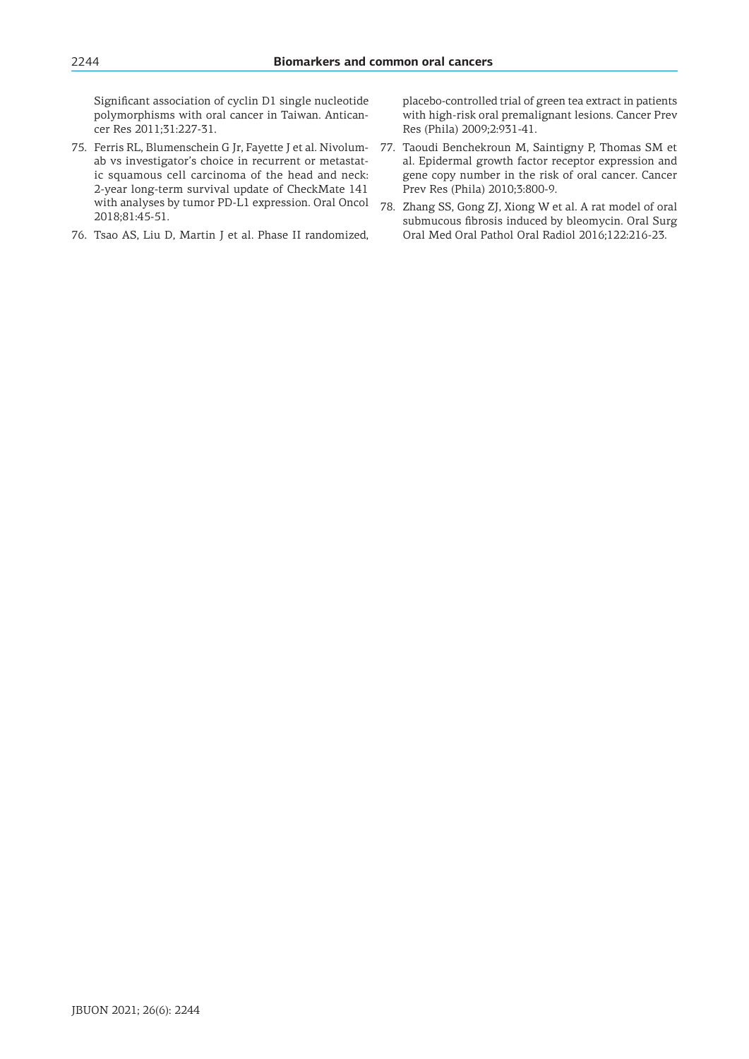Significant association of cyclin D1 single nucleotide polymorphisms with oral cancer in Taiwan. Anticancer Res 2011;31:227-31.

75. Ferris RL, Blumenschein G Jr, Fayette J et al. Nivolumab vs investigator's choice in recurrent or metastatic squamous cell carcinoma of the head and neck: 2-year long-term survival update of CheckMate 141 with analyses by tumor PD-L1 expression. Oral Oncol 2018;81:45-51.
76. Tsao AS, Liu D, Martin J et al. Phase II randomized, placebo-controlled trial of green tea extract in patients with high-risk oral premalignant lesions. Cancer Prev Res (Phila) 2009;2:931-41.
77. Taoudi Benchekroun M, Saintigny P, Thomas SM et al. Epidermal growth factor receptor expression and gene copy number in the risk of oral cancer. Cancer Prev Res (Phila) 2010;3:800-9.
78. Zhang SS, Gong ZJ, Xiong W et al. A rat model of oral submucous fibrosis induced by bleomycin. Oral Surg Oral Med Oral Pathol Oral Radiol 2016;122:216-23.